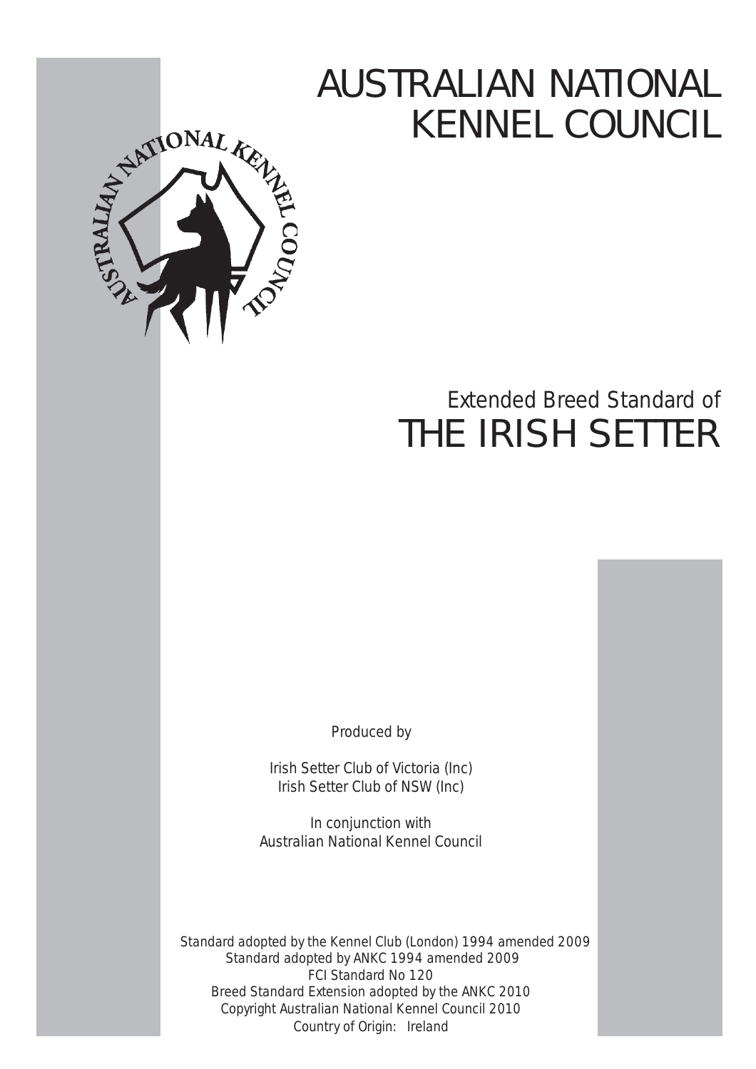# AUSTRALIAN NATIONAL KENNEL COUNCIL

## Extended Breed Standard of

# THE IRISH SETTER

Produced by

Irish Setter Club of Victoria (Inc)
Irish Setter Club of NSW (Inc)

In conjunction with
Australian National Kennel Council

Standard adopted by the Kennel Club (London) 1994 amended 2009
Standard adopted by ANKC 1994 amended 2009
FCI Standard No 120
Breed Standard Extension adopted by the ANKC 2010
Copyright Australian National Kennel Council 2010
Country of Origin: Ireland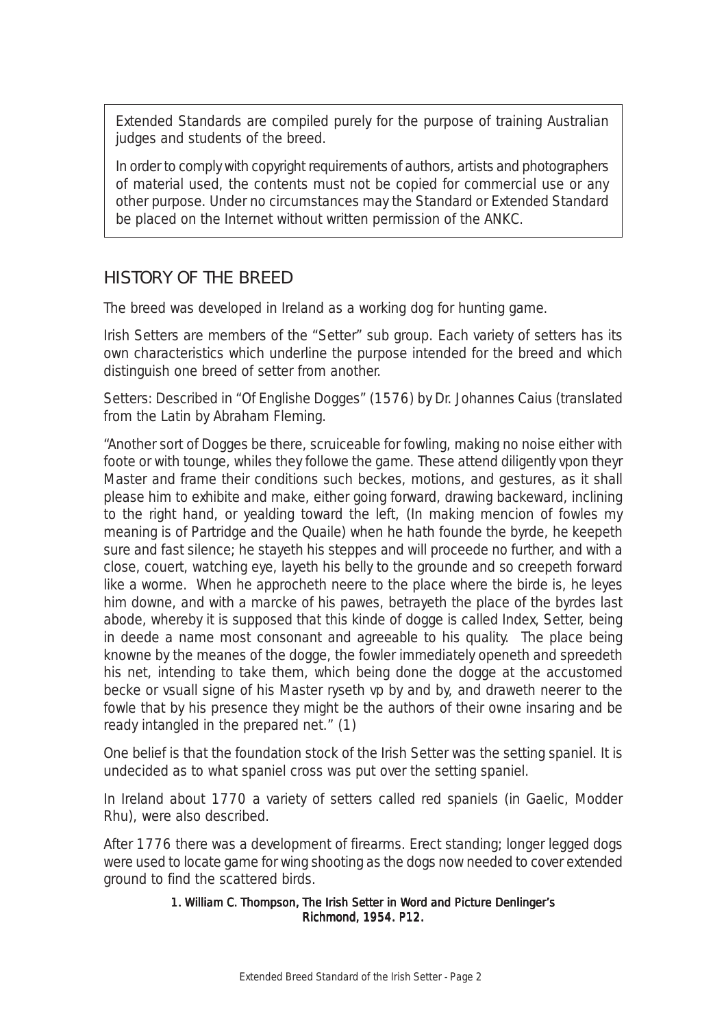Extended Standards are compiled purely for the purpose of training Australian judges and students of the breed.

In order to comply with copyright requirements of authors, artists and photographers of material used, the contents must not be copied for commercial use or any other purpose. Under no circumstances may the Standard or Extended Standard be placed on the Internet without written permission of the ANKC.

## HISTORY OF THE BREED

The breed was developed in Ireland as a working dog for hunting game.

Irish Setters are members of the "Setter" sub group. Each variety of setters has its own characteristics which underline the purpose intended for the breed and which distinguish one breed of setter from another.

Setters: Described in "Of Englishe Dogges" (1576) by Dr. Johannes Caius (translated from the Latin by Abraham Fleming.

"Another sort of Dogges be there, scruiceable for fowling, making no noise either with foote or with tounge, whiles they followe the game. These attend diligently vpon theyr Master and frame their conditions such beckes, motions, and gestures, as it shall please him to exhibite and make, either going forward, drawing backeward, inclining to the right hand, or yealding toward the left, (In making mencion of fowles my meaning is of Partridge and the Quaile) when he hath founde the byrde, he keepeth sure and fast silence; he stayeth his steppes and will proceede no further, and with a close, couert, watching eye, layeth his belly to the grounde and so creepeth forward like a worme. When he approcheth neere to the place where the birde is, he leyes him downe, and with a marcke of his pawes, betrayeth the place of the byrdes last abode, whereby it is supposed that this kinde of dogge is called Index, Setter, being in deede a name most consonant and agreeable to his quality. The place being knowne by the meanes of the dogge, the fowler immediately openeth and spreedeth his net, intending to take them, which being done the dogge at the accustomed becke or vsuall signe of his Master ryseth vp by and by, and draweth neerer to the fowle that by his presence they might be the authors of their owne insaring and be ready intangled in the prepared net." (1)

One belief is that the foundation stock of the Irish Setter was the setting spaniel. It is undecided as to what spaniel cross was put over the setting spaniel.

In Ireland about 1770 a variety of setters called red spaniels (in Gaelic, Modder Rhu), were also described.

After 1776 there was a development of firearms. Erect standing; longer legged dogs were used to locate game for wing shooting as the dogs now needed to cover extended ground to find the scattered birds.

**1. William C. Thompson, The Irish Setter in Word and Picture Denlinger's Richmond, 1954. P12.**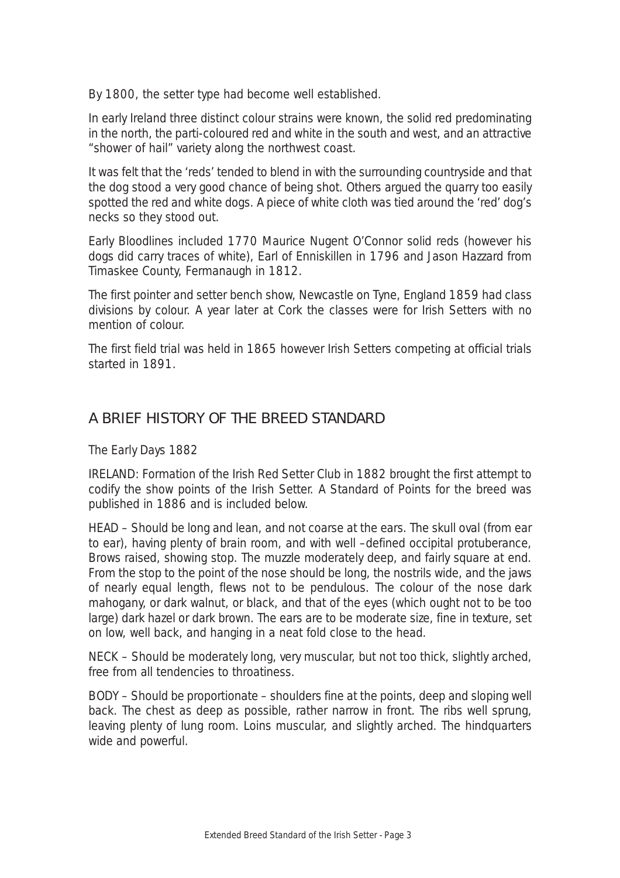By 1800, the setter type had become well established.

In early Ireland three distinct colour strains were known, the solid red predominating in the north, the parti-coloured red and white in the south and west, and an attractive "shower of hail" variety along the northwest coast.

It was felt that the 'reds' tended to blend in with the surrounding countryside and that the dog stood a very good chance of being shot. Others argued the quarry too easily spotted the red and white dogs. A piece of white cloth was tied around the 'red' dog's necks so they stood out.

Early Bloodlines included 1770 Maurice Nugent O'Connor solid reds (however his dogs did carry traces of white), Earl of Enniskillen in 1796 and Jason Hazzard from Timaskee County, Fermanaugh in 1812.

The first pointer and setter bench show, Newcastle on Tyne, England 1859 had class divisions by colour. A year later at Cork the classes were for Irish Setters with no mention of colour.

The first field trial was held in 1865 however Irish Setters competing at official trials started in 1891.

## A BRIEF HISTORY OF THE BREED STANDARD

The Early Days 1882

IRELAND: Formation of the Irish Red Setter Club in 1882 brought the first attempt to codify the show points of the Irish Setter. A Standard of Points for the breed was published in 1886 and is included below.

HEAD – Should be long and lean, and not coarse at the ears. The skull oval (from ear to ear), having plenty of brain room, and with well –defined occipital protuberance, Brows raised, showing stop. The muzzle moderately deep, and fairly square at end. From the stop to the point of the nose should be long, the nostrils wide, and the jaws of nearly equal length, flews not to be pendulous. The colour of the nose dark mahogany, or dark walnut, or black, and that of the eyes (which ought not to be too large) dark hazel or dark brown. The ears are to be moderate size, fine in texture, set on low, well back, and hanging in a neat fold close to the head.

NECK – Should be moderately long, very muscular, but not too thick, slightly arched, free from all tendencies to throatiness.

BODY – Should be proportionate – shoulders fine at the points, deep and sloping well back. The chest as deep as possible, rather narrow in front. The ribs well sprung, leaving plenty of lung room. Loins muscular, and slightly arched. The hindquarters wide and powerful.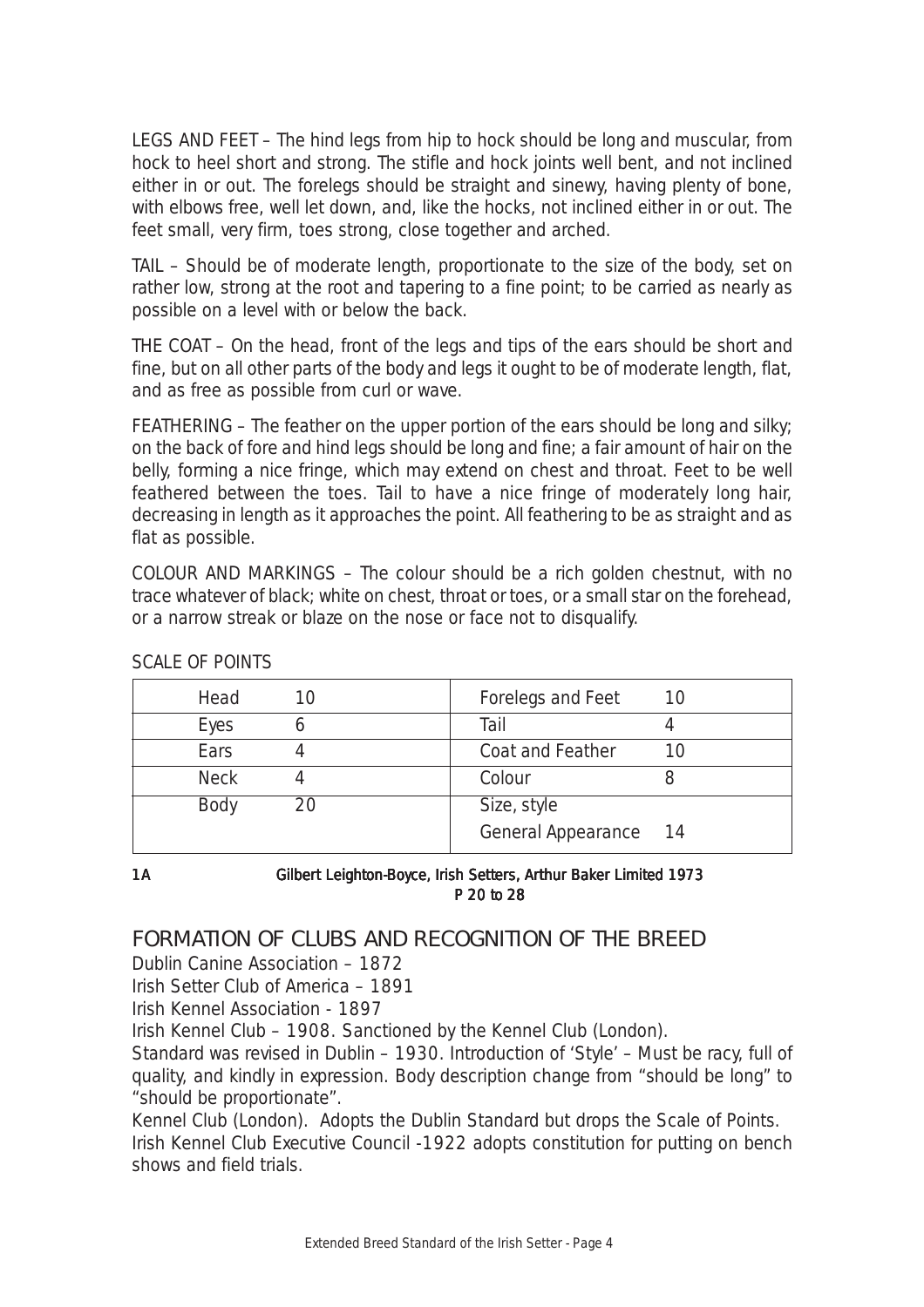LEGS AND FEET – The hind legs from hip to hock should be long and muscular, from hock to heel short and strong. The stifle and hock joints well bent, and not inclined either in or out. The forelegs should be straight and sinewy, having plenty of bone, with elbows free, well let down, and, like the hocks, not inclined either in or out. The feet small, very firm, toes strong, close together and arched.

TAIL – Should be of moderate length, proportionate to the size of the body, set on rather low, strong at the root and tapering to a fine point; to be carried as nearly as possible on a level with or below the back.

THE COAT – On the head, front of the legs and tips of the ears should be short and fine, but on all other parts of the body and legs it ought to be of moderate length, flat, and as free as possible from curl or wave.

FEATHERING – The feather on the upper portion of the ears should be long and silky; on the back of fore and hind legs should be long and fine; a fair amount of hair on the belly, forming a nice fringe, which may extend on chest and throat. Feet to be well feathered between the toes. Tail to have a nice fringe of moderately long hair, decreasing in length as it approaches the point. All feathering to be as straight and as flat as possible.

COLOUR AND MARKINGS – The colour should be a rich golden chestnut, with no trace whatever of black; white on chest, throat or toes, or a small star on the forehead, or a narrow streak or blaze on the nose or face not to disqualify.

SCALE OF POINTS

| | | | |
|---|---|---|---|
| Head | 10 | Forelegs and Feet | 10 |
| Eyes | 6 | Tail | 4 |
| Ears | 4 | Coat and Feather | 10 |
| Neck | 4 | Colour | 8 |
| Body | 20 | Size, style General Appearance | 14 |

1A **Gilbert Leighton-Boyce, Irish Setters, Arthur Baker Limited 1973 P 20 to 28**

## FORMATION OF CLUBS AND RECOGNITION OF THE BREED

Dublin Canine Association – 1872

Irish Setter Club of America – 1891

Irish Kennel Association - 1897

Irish Kennel Club – 1908. Sanctioned by the Kennel Club (London).

Standard was revised in Dublin – 1930. Introduction of 'Style' – Must be racy, full of quality, and kindly in expression. Body description change from "should be long" to "should be proportionate".

Kennel Club (London). Adopts the Dublin Standard but drops the Scale of Points.

Irish Kennel Club Executive Council -1922 adopts constitution for putting on bench shows and field trials.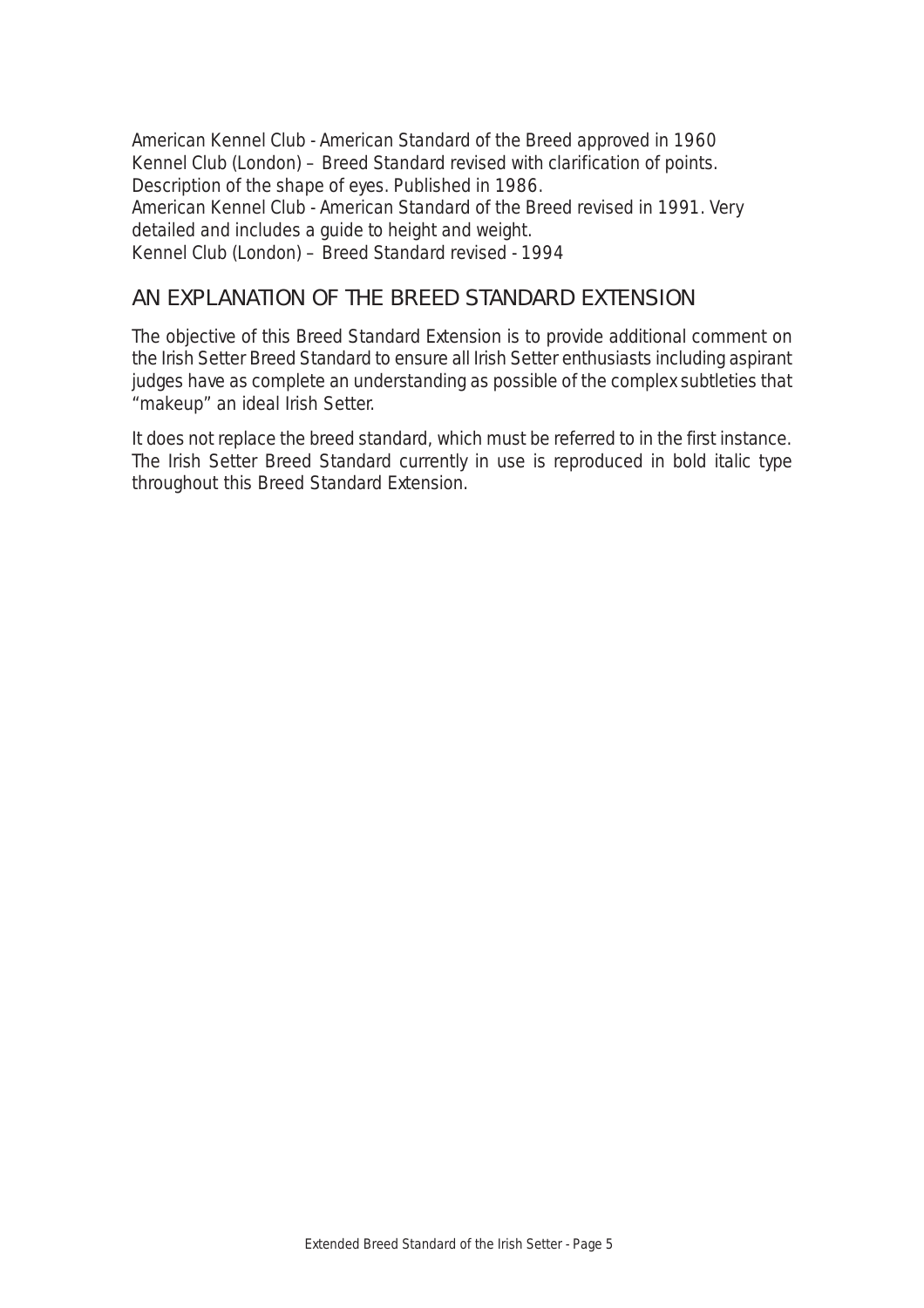American Kennel Club - American Standard of the Breed approved in 1960
Kennel Club (London) – Breed Standard revised with clarification of points. Description of the shape of eyes. Published in 1986.
American Kennel Club - American Standard of the Breed revised in 1991. Very detailed and includes a guide to height and weight.
Kennel Club (London) – Breed Standard revised - 1994

## AN EXPLANATION OF THE BREED STANDARD EXTENSION

The objective of this Breed Standard Extension is to provide additional comment on the Irish Setter Breed Standard to ensure all Irish Setter enthusiasts including aspirant judges have as complete an understanding as possible of the complex subtleties that "makeup" an ideal Irish Setter.

It does not replace the breed standard, which must be referred to in the first instance. The Irish Setter Breed Standard currently in use is reproduced in bold italic type throughout this Breed Standard Extension.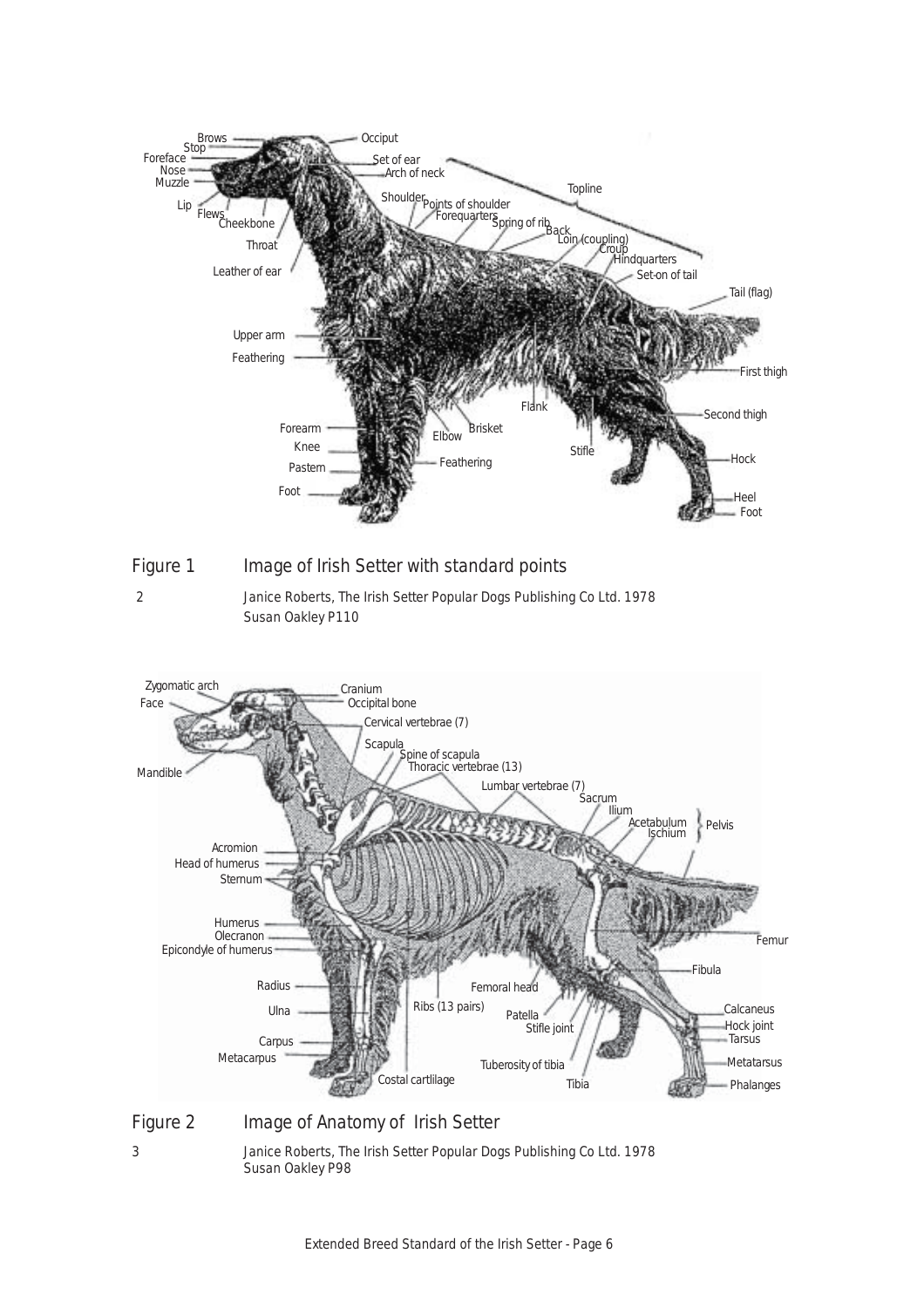Brows
Stop
Foreface
Nose
Muzzle
Lip
Flews
Cheekbone
Throat
Leather of ear
Occiput
Set of ear
Arch of neck
Topline
Shoulder
Points of shoulder
Forequarters
Spring of rib
Back
Loin (coupling)
Croup
Hindquarters
Set-on of tail
Tail (flag)
Upper arm
Feathering
First thigh
Flank
Second thigh
Forearm
Knee
Pastern
Foot
Elbow
Brisket
Feathering
Stifle
Hock
Heel
Foot

Figure 1 Image of Irish Setter with standard points

[2] Janice Roberts, The Irish Setter Popular Dogs Publishing Co Ltd. 1978
Susan Oakley P110

Zygomatic arch
Face
Mandible
Cranium
Occipital bone
Cervical vertebrae (7)
Scapula
Spine of scapula
Thoracic vertebrae (13)
Lumbar vertebrae (7)
Sacrum
Ilium
Acetabulum
Ischium
Pelvis
Acromion
Head of humerus
Sternum
Humerus
Olecranon
Epicondyle of humerus
Femur
Fibula
Radius
Ulna
Carpus
Metacarpus
Ribs (13 pairs)
Femoral head
Patella
Stifle joint
Calcaneus
Hock joint
Tarsus
Metatarsus
Tuberosity of tibia
Costal cartlilage
Tibia
Phalanges

Figure 2 Image of Anatomy of Irish Setter

[3] Janice Roberts, The Irish Setter Popular Dogs Publishing Co Ltd. 1978
Susan Oakley P98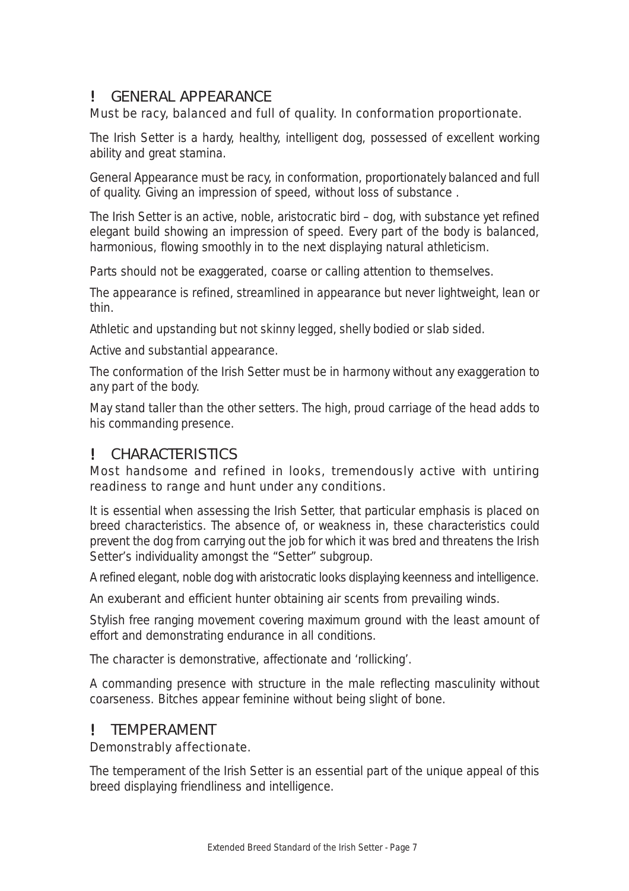## ! GENERAL APPEARANCE

*Must be racy, balanced and full of quality. In conformation proportionate.*

The Irish Setter is a hardy, healthy, intelligent dog, possessed of excellent working ability and great stamina.

General Appearance must be racy, in conformation, proportionately balanced and full of quality. Giving an impression of speed, without loss of substance .

The Irish Setter is an active, noble, aristocratic bird – dog, with substance yet refined elegant build showing an impression of speed. Every part of the body is balanced, harmonious, flowing smoothly in to the next displaying natural athleticism.

Parts should not be exaggerated, coarse or calling attention to themselves.

The appearance is refined, streamlined in appearance but never lightweight, lean or thin.

Athletic and upstanding but not skinny legged, shelly bodied or slab sided.

Active and substantial appearance.

The conformation of the Irish Setter must be in harmony without any exaggeration to any part of the body.

May stand taller than the other setters. The high, proud carriage of the head adds to his commanding presence.

## ! CHARACTERISTICS

*Most handsome and refined in looks, tremendously active with untiring readiness to range and hunt under any conditions.*

It is essential when assessing the Irish Setter, that particular emphasis is placed on breed characteristics. The absence of, or weakness in, these characteristics could prevent the dog from carrying out the job for which it was bred and threatens the Irish Setter's individuality amongst the "Setter" subgroup.

A refined elegant, noble dog with aristocratic looks displaying keenness and intelligence.

An exuberant and efficient hunter obtaining air scents from prevailing winds.

Stylish free ranging movement covering maximum ground with the least amount of effort and demonstrating endurance in all conditions.

The character is demonstrative, affectionate and 'rollicking'.

A commanding presence with structure in the male reflecting masculinity without coarseness. Bitches appear feminine without being slight of bone.

## ! TEMPERAMENT

*Demonstrably affectionate.*

The temperament of the Irish Setter is an essential part of the unique appeal of this breed displaying friendliness and intelligence.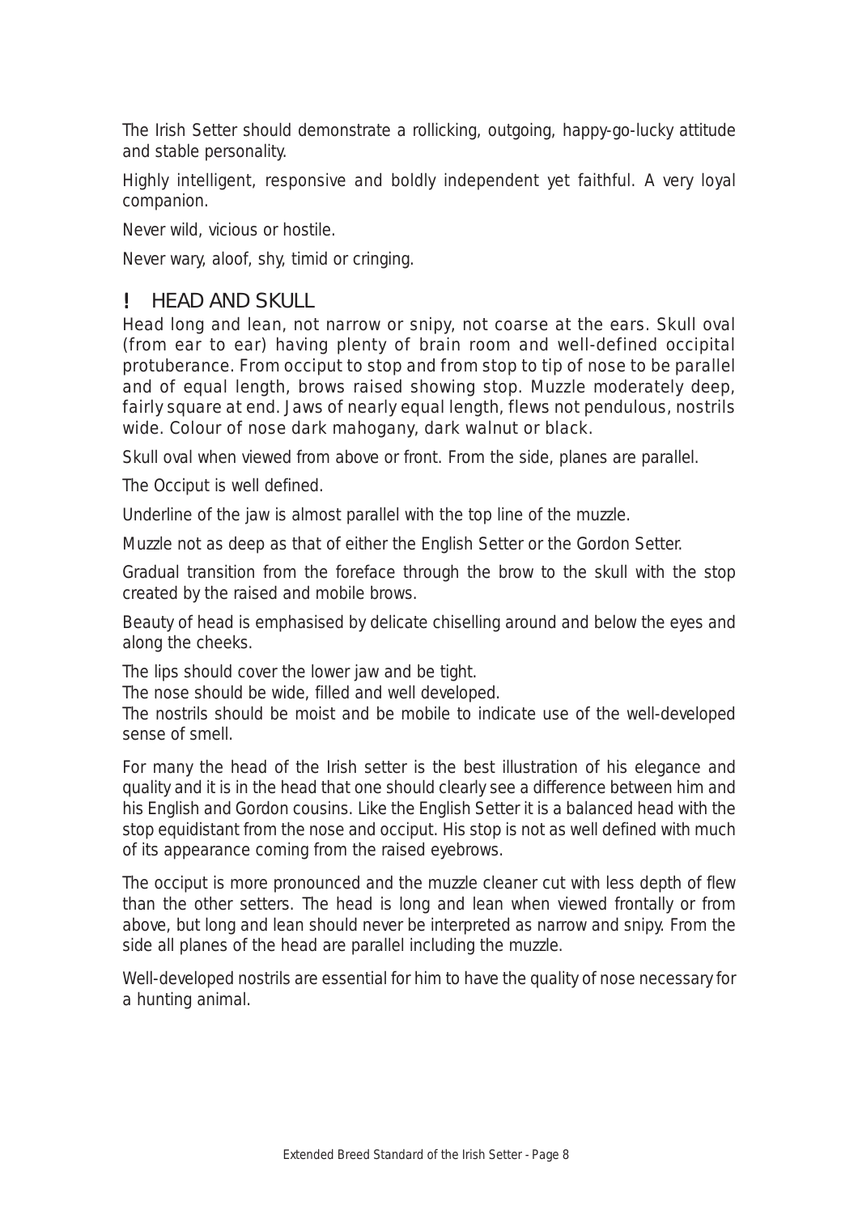The Irish Setter should demonstrate a rollicking, outgoing, happy-go-lucky attitude and stable personality.

Highly intelligent, responsive and boldly independent yet faithful. A very loyal companion.

Never wild, vicious or hostile.

Never wary, aloof, shy, timid or cringing.

## ! HEAD AND SKULL

Head long and lean, not narrow or snipy, not coarse at the ears. Skull oval (from ear to ear) having plenty of brain room and well-defined occipital protuberance. From occiput to stop and from stop to tip of nose to be parallel and of equal length, brows raised showing stop. Muzzle moderately deep, fairly square at end. Jaws of nearly equal length, flews not pendulous, nostrils wide. Colour of nose dark mahogany, dark walnut or black.

Skull oval when viewed from above or front. From the side, planes are parallel.

The Occiput is well defined.

Underline of the jaw is almost parallel with the top line of the muzzle.

Muzzle not as deep as that of either the English Setter or the Gordon Setter.

Gradual transition from the foreface through the brow to the skull with the stop created by the raised and mobile brows.

Beauty of head is emphasised by delicate chiselling around and below the eyes and along the cheeks.

The lips should cover the lower jaw and be tight.
The nose should be wide, filled and well developed.
The nostrils should be moist and be mobile to indicate use of the well-developed sense of smell.

For many the head of the Irish setter is the best illustration of his elegance and quality and it is in the head that one should clearly see a difference between him and his English and Gordon cousins. Like the English Setter it is a balanced head with the stop equidistant from the nose and occiput. His stop is not as well defined with much of its appearance coming from the raised eyebrows.

The occiput is more pronounced and the muzzle cleaner cut with less depth of flew than the other setters. The head is long and lean when viewed frontally or from above, but long and lean should never be interpreted as narrow and snipy. From the side all planes of the head are parallel including the muzzle.

Well-developed nostrils are essential for him to have the quality of nose necessary for a hunting animal.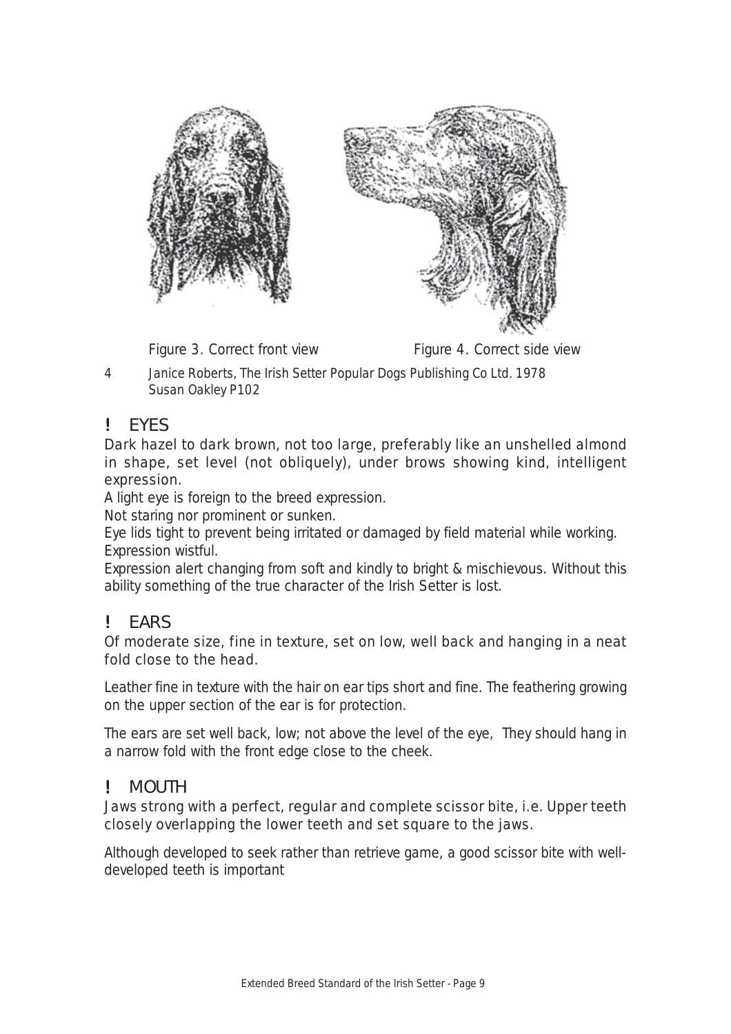Figure 3. Correct front view

Figure 4. Correct side view

4 Janice Roberts, The Irish Setter Popular Dogs Publishing Co Ltd. 1978
Susan Oakley P102

## ! EYES

Dark hazel to dark brown, not too large, preferably like an unshelled almond in shape, set level (not obliquely), under brows showing kind, intelligent expression.

A light eye is foreign to the breed expression.

Not staring nor prominent or sunken.

Eye lids tight to prevent being irritated or damaged by field material while working.

Expression wistful.

Expression alert changing from soft and kindly to bright & mischievous. Without this ability something of the true character of the Irish Setter is lost.

## ! EARS

Of moderate size, fine in texture, set on low, well back and hanging in a neat fold close to the head.

Leather fine in texture with the hair on ear tips short and fine. The feathering growing on the upper section of the ear is for protection.

The ears are set well back, low; not above the level of the eye, They should hang in a narrow fold with the front edge close to the cheek.

## ! MOUTH

Jaws strong with a perfect, regular and complete scissor bite, i.e. Upper teeth closely overlapping the lower teeth and set square to the jaws.

Although developed to seek rather than retrieve game, a good scissor bite with well-developed teeth is important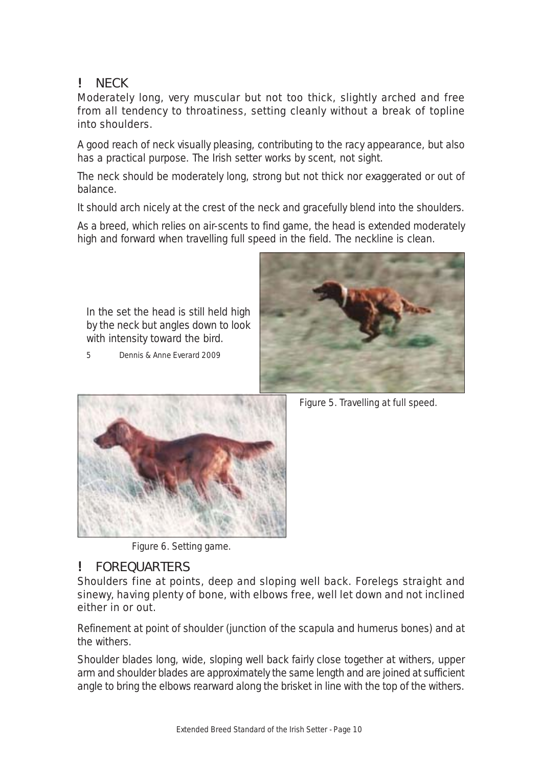## ! NECK

Moderately long, very muscular but not too thick, slightly arched and free from all tendency to throatiness, setting cleanly without a break of topline into shoulders.

A good reach of neck visually pleasing, contributing to the racy appearance, but also has a practical purpose. The Irish setter works by scent, not sight.

The neck should be moderately long, strong but not thick nor exaggerated or out of balance.

It should arch nicely at the crest of the neck and gracefully blend into the shoulders.

As a breed, which relies on air-scents to find game, the head is extended moderately high and forward when travelling full speed in the field. The neckline is clean.

In the set the head is still held high by the neck but angles down to look with intensity toward the bird.

5 Dennis & Anne Everard 2009

Figure 5. Travelling at full speed.

Figure 6. Setting game.

## ! FOREQUARTERS

Shoulders fine at points, deep and sloping well back. Forelegs straight and sinewy, having plenty of bone, with elbows free, well let down and not inclined either in or out.

Refinement at point of shoulder (junction of the scapula and humerus bones) and at the withers.

Shoulder blades long, wide, sloping well back fairly close together at withers, upper arm and shoulder blades are approximately the same length and are joined at sufficient angle to bring the elbows rearward along the brisket in line with the top of the withers.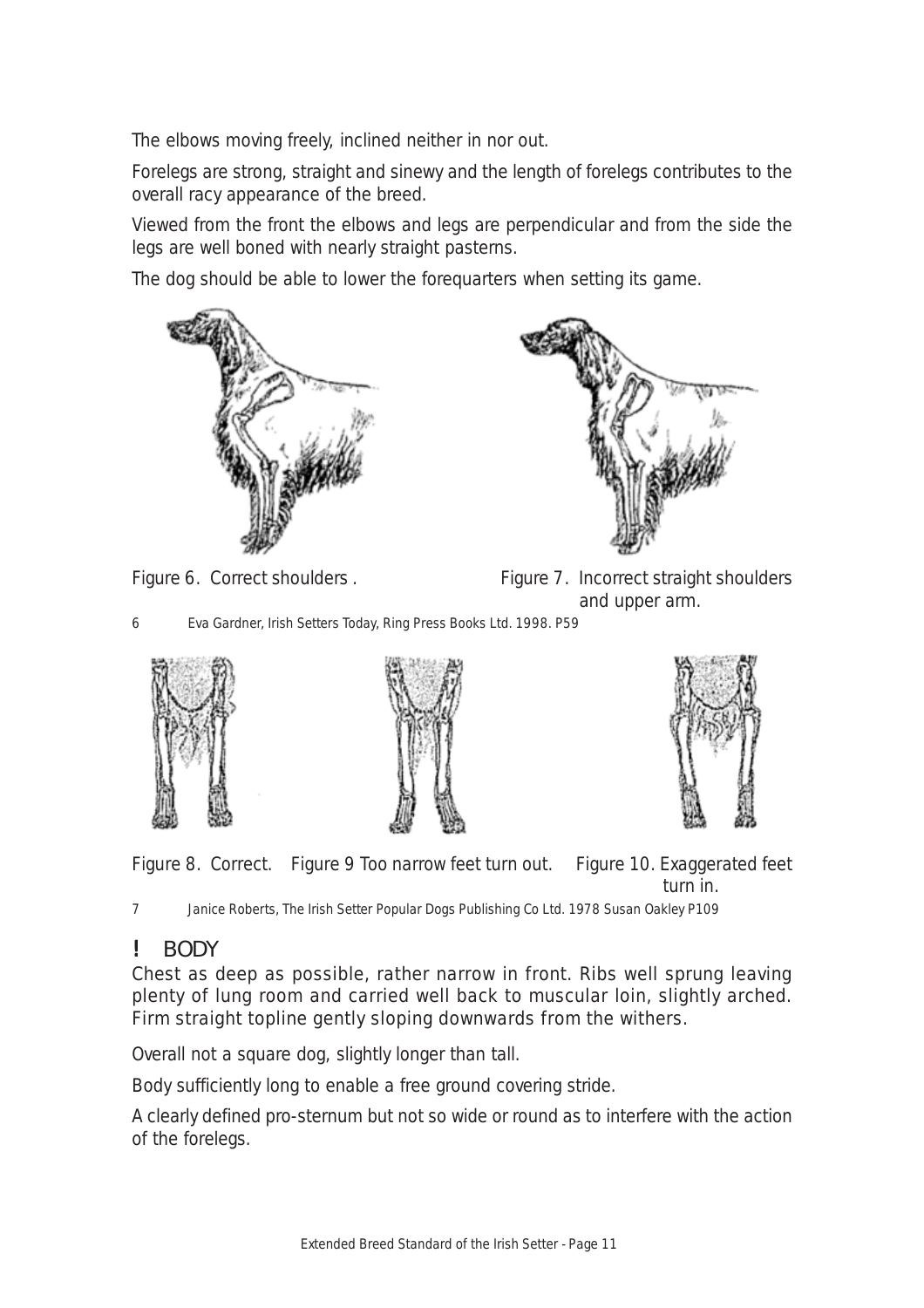The elbows moving freely, inclined neither in nor out.

Forelegs are strong, straight and sinewy and the length of forelegs contributes to the overall racy appearance of the breed.

Viewed from the front the elbows and legs are perpendicular and from the side the legs are well boned with nearly straight pasterns.

The dog should be able to lower the forequarters when setting its game.

Figure 6. Correct shoulders .

Figure 7. Incorrect straight shoulders and upper arm.

6 Eva Gardner, Irish Setters Today, Ring Press Books Ltd. 1998. P59

Figure 8. Correct.

Figure 9 Too narrow feet turn out.

Figure 10. Exaggerated feet turn in.

7 Janice Roberts, The Irish Setter Popular Dogs Publishing Co Ltd. 1978 Susan Oakley P109

## ! BODY

Chest as deep as possible, rather narrow in front. Ribs well sprung leaving plenty of lung room and carried well back to muscular loin, slightly arched. Firm straight topline gently sloping downwards from the withers.

Overall not a square dog, slightly longer than tall.

Body sufficiently long to enable a free ground covering stride.

A clearly defined pro-sternum but not so wide or round as to interfere with the action of the forelegs.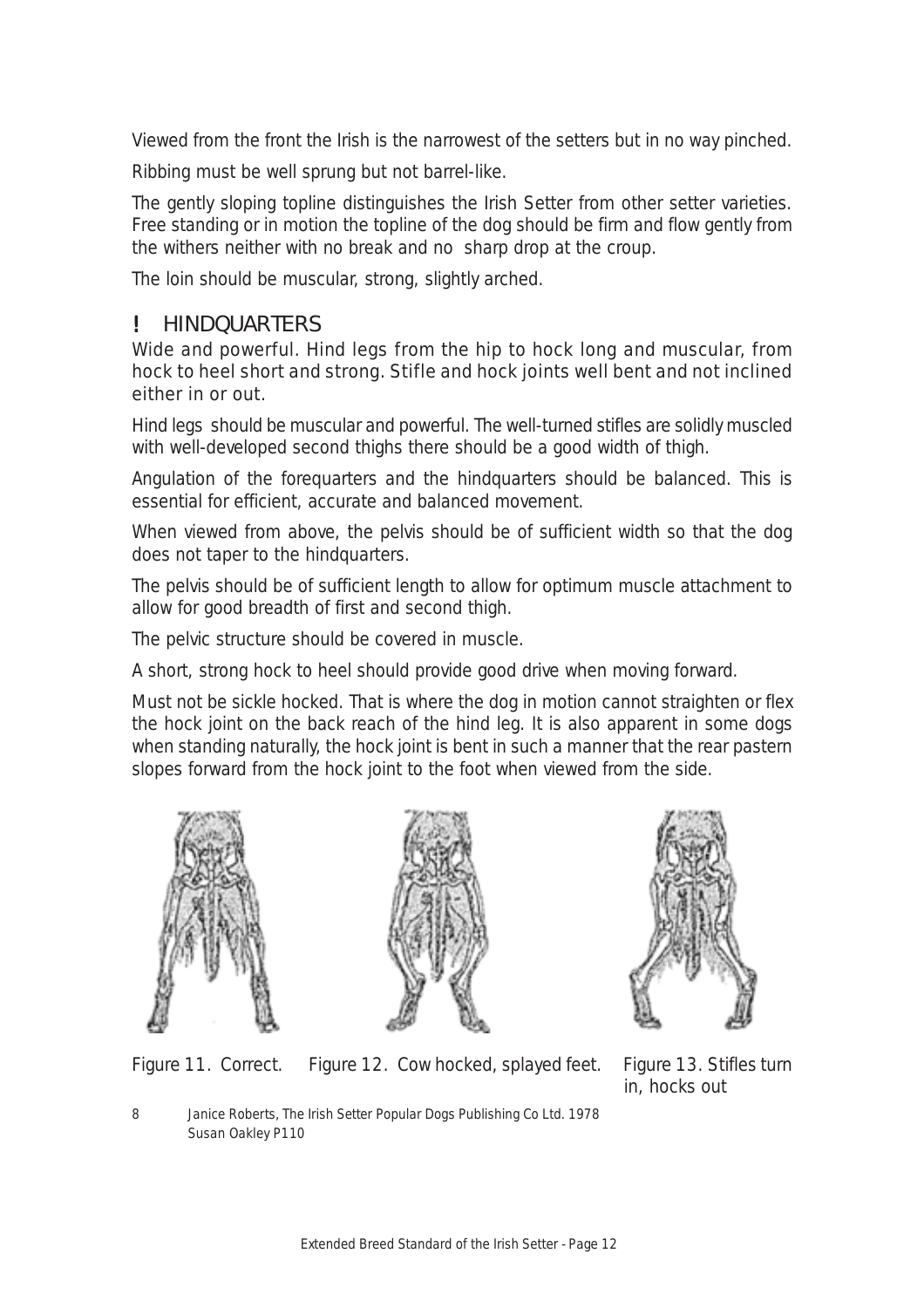Viewed from the front the Irish is the narrowest of the setters but in no way pinched.

Ribbing must be well sprung but not barrel-like.

The gently sloping topline distinguishes the Irish Setter from other setter varieties. Free standing or in motion the topline of the dog should be firm and flow gently from the withers neither with no break and no sharp drop at the croup.

The loin should be muscular, strong, slightly arched.

## ! HINDQUARTERS

Wide and powerful. Hind legs from the hip to hock long and muscular, from hock to heel short and strong. Stifle and hock joints well bent and not inclined either in or out.

Hind legs should be muscular and powerful. The well-turned stifles are solidly muscled with well-developed second thighs there should be a good width of thigh.

Angulation of the forequarters and the hindquarters should be balanced. This is essential for efficient, accurate and balanced movement.

When viewed from above, the pelvis should be of sufficient width so that the dog does not taper to the hindquarters.

The pelvis should be of sufficient length to allow for optimum muscle attachment to allow for good breadth of first and second thigh.

The pelvic structure should be covered in muscle.

A short, strong hock to heel should provide good drive when moving forward.

Must not be sickle hocked. That is where the dog in motion cannot straighten or flex the hock joint on the back reach of the hind leg. It is also apparent in some dogs when standing naturally, the hock joint is bent in such a manner that the rear pastern slopes forward from the hock joint to the foot when viewed from the side.

Figure 11. Correct.

Figure 12. Cow hocked, splayed feet.

Figure 13. Stifles turn in, hocks out

8 Janice Roberts, The Irish Setter Popular Dogs Publishing Co Ltd. 1978
Susan Oakley P110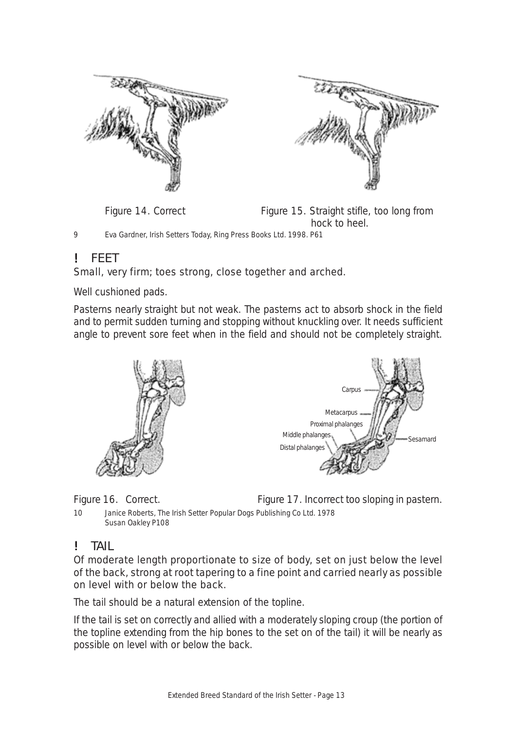Figure 14. Correct

Figure 15. Straight stifle, too long from hock to heel.

9 Eva Gardner, Irish Setters Today, Ring Press Books Ltd. 1998. P61

## ! FEET

Small, very firm; toes strong, close together and arched.

Well cushioned pads.

Pasterns nearly straight but not weak. The pasterns act to absorb shock in the field and to permit sudden turning and stopping without knuckling over. It needs sufficient angle to prevent sore feet when in the field and should not be completely straight.

Carpus

Metacarpus

Proximal phalanges

Middle phalanges

Distal phalanges

Sesamard

Figure 16. Correct.

Figure 17. Incorrect too sloping in pastern.

10 Janice Roberts, The Irish Setter Popular Dogs Publishing Co Ltd. 1978
Susan Oakley P108

## ! TAIL

Of moderate length proportionate to size of body, set on just below the level of the back, strong at root tapering to a fine point and carried nearly as possible on level with or below the back.

The tail should be a natural extension of the topline.

If the tail is set on correctly and allied with a moderately sloping croup (the portion of the topline extending from the hip bones to the set on of the tail) it will be nearly as possible on level with or below the back.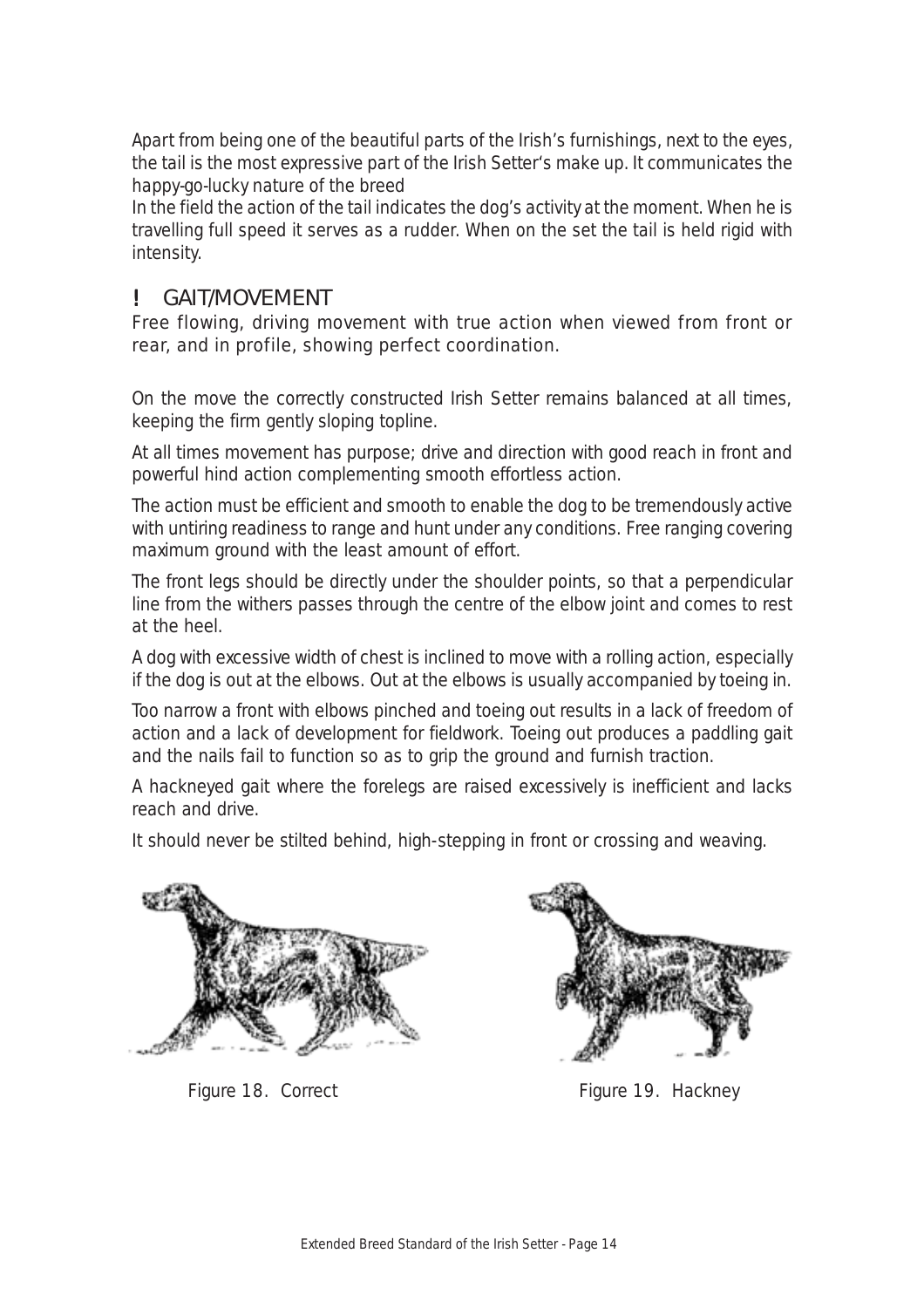Apart from being one of the beautiful parts of the Irish's furnishings, next to the eyes, the tail is the most expressive part of the Irish Setter's make up. It communicates the happy-go-lucky nature of the breed

In the field the action of the tail indicates the dog's activity at the moment. When he is travelling full speed it serves as a rudder. When on the set the tail is held rigid with intensity.

## ! GAIT/MOVEMENT

Free flowing, driving movement with true action when viewed from front or rear, and in profile, showing perfect coordination.

On the move the correctly constructed Irish Setter remains balanced at all times, keeping the firm gently sloping topline.

At all times movement has purpose; drive and direction with good reach in front and powerful hind action complementing smooth effortless action.

The action must be efficient and smooth to enable the dog to be tremendously active with untiring readiness to range and hunt under any conditions. Free ranging covering maximum ground with the least amount of effort.

The front legs should be directly under the shoulder points, so that a perpendicular line from the withers passes through the centre of the elbow joint and comes to rest at the heel.

A dog with excessive width of chest is inclined to move with a rolling action, especially if the dog is out at the elbows. Out at the elbows is usually accompanied by toeing in.

Too narrow a front with elbows pinched and toeing out results in a lack of freedom of action and a lack of development for fieldwork. Toeing out produces a paddling gait and the nails fail to function so as to grip the ground and furnish traction.

A hackneyed gait where the forelegs are raised excessively is inefficient and lacks reach and drive.

It should never be stilted behind, high-stepping in front or crossing and weaving.

Figure 18. Correct

Figure 19. Hackney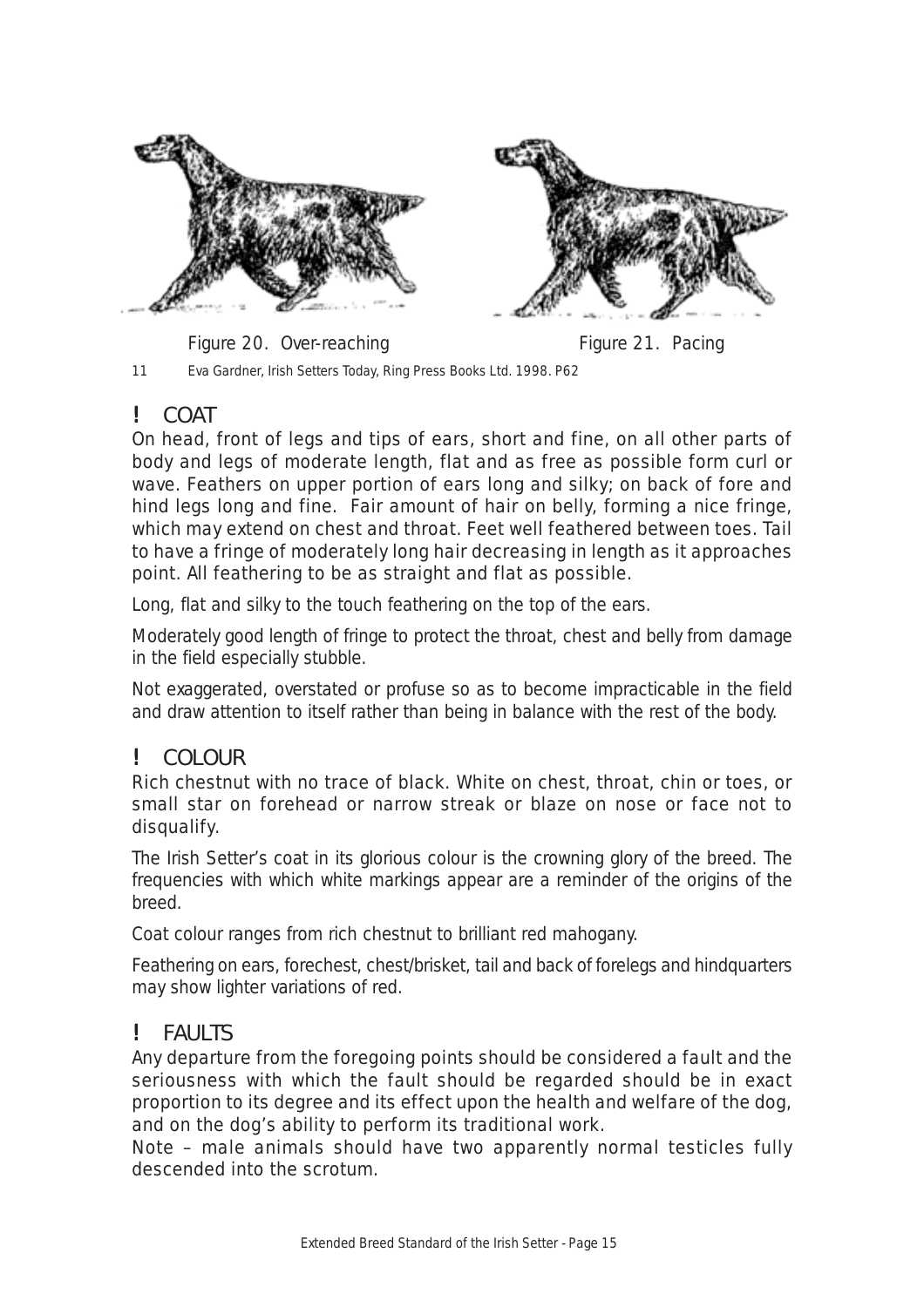Figure 20. Over-reaching

Figure 21. Pacing

11 Eva Gardner, Irish Setters Today, Ring Press Books Ltd. 1998. P62

## ! COAT

On head, front of legs and tips of ears, short and fine, on all other parts of body and legs of moderate length, flat and as free as possible form curl or wave. Feathers on upper portion of ears long and silky; on back of fore and hind legs long and fine. Fair amount of hair on belly, forming a nice fringe, which may extend on chest and throat. Feet well feathered between toes. Tail to have a fringe of moderately long hair decreasing in length as it approaches point. All feathering to be as straight and flat as possible.

Long, flat and silky to the touch feathering on the top of the ears.

Moderately good length of fringe to protect the throat, chest and belly from damage in the field especially stubble.

Not exaggerated, overstated or profuse so as to become impracticable in the field and draw attention to itself rather than being in balance with the rest of the body.

## ! COLOUR

Rich chestnut with no trace of black. White on chest, throat, chin or toes, or small star on forehead or narrow streak or blaze on nose or face not to disqualify.

The Irish Setter's coat in its glorious colour is the crowning glory of the breed. The frequencies with which white markings appear are a reminder of the origins of the breed.

Coat colour ranges from rich chestnut to brilliant red mahogany.

Feathering on ears, forechest, chest/brisket, tail and back of forelegs and hindquarters may show lighter variations of red.

## ! FAULTS

Any departure from the foregoing points should be considered a fault and the seriousness with which the fault should be regarded should be in exact proportion to its degree and its effect upon the health and welfare of the dog, and on the dog's ability to perform its traditional work.

Note – male animals should have two apparently normal testicles fully descended into the scrotum.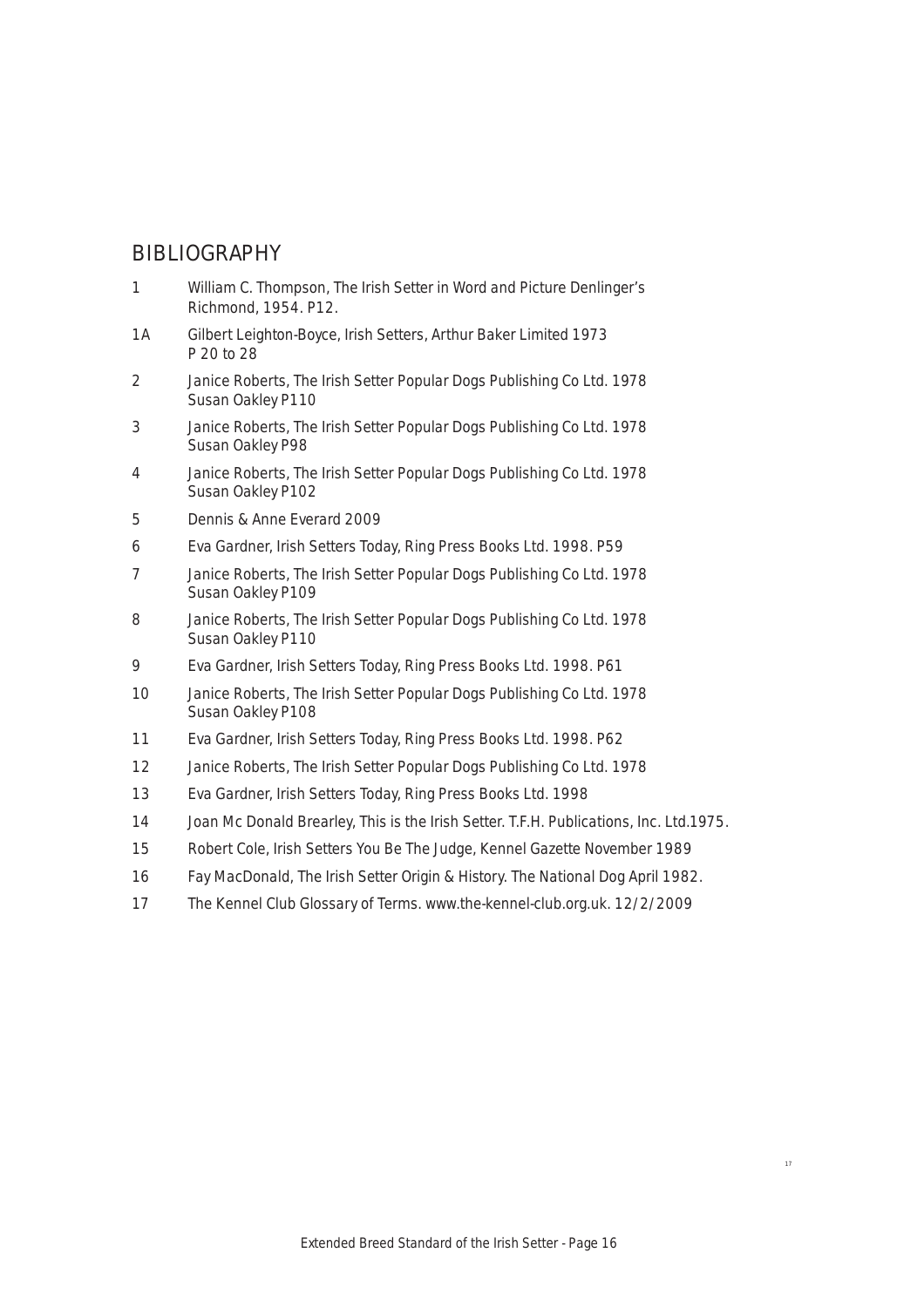## BIBLIOGRAPHY

1 William C. Thompson, The Irish Setter in Word and Picture Denlinger's Richmond, 1954. P12.

1A Gilbert Leighton-Boyce, Irish Setters, Arthur Baker Limited 1973 P 20 to 28

2 Janice Roberts, The Irish Setter Popular Dogs Publishing Co Ltd. 1978 Susan Oakley P110

3 Janice Roberts, The Irish Setter Popular Dogs Publishing Co Ltd. 1978 Susan Oakley P98

4 Janice Roberts, The Irish Setter Popular Dogs Publishing Co Ltd. 1978 Susan Oakley P102

5 Dennis & Anne Everard 2009

6 Eva Gardner, Irish Setters Today, Ring Press Books Ltd. 1998. P59

7 Janice Roberts, The Irish Setter Popular Dogs Publishing Co Ltd. 1978 Susan Oakley P109

8 Janice Roberts, The Irish Setter Popular Dogs Publishing Co Ltd. 1978 Susan Oakley P110

9 Eva Gardner, Irish Setters Today, Ring Press Books Ltd. 1998. P61

10 Janice Roberts, The Irish Setter Popular Dogs Publishing Co Ltd. 1978 Susan Oakley P108

11 Eva Gardner, Irish Setters Today, Ring Press Books Ltd. 1998. P62

12 Janice Roberts, The Irish Setter Popular Dogs Publishing Co Ltd. 1978

13 Eva Gardner, Irish Setters Today, Ring Press Books Ltd. 1998

14 Joan Mc Donald Brearley, This is the Irish Setter. T.F.H. Publications, Inc. Ltd.1975.

15 Robert Cole, Irish Setters You Be The Judge, Kennel Gazette November 1989

16 Fay MacDonald, The Irish Setter Origin & History. The National Dog April 1982.

17 The Kennel Club Glossary of Terms. www.the-kennel-club.org.uk. 12/2/2009